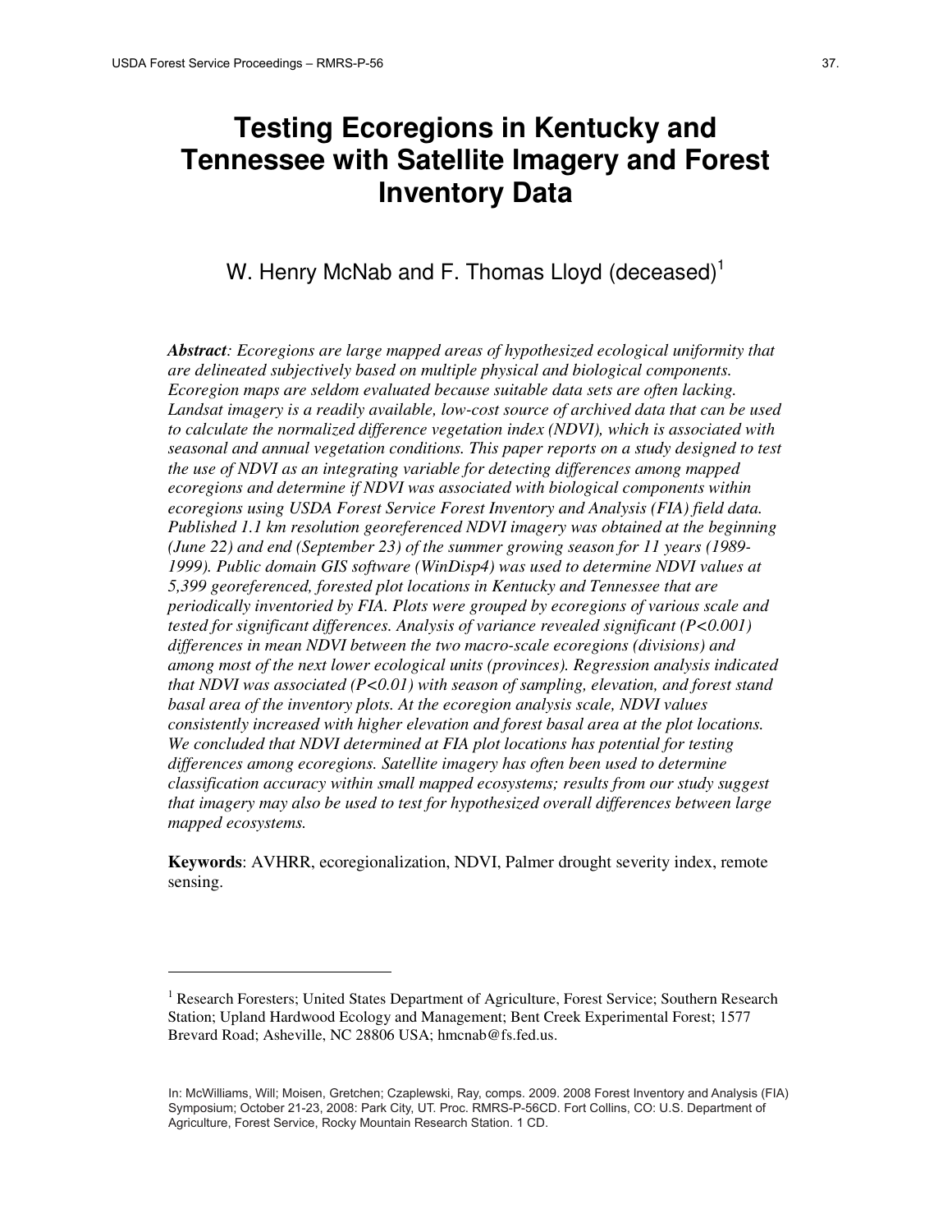# Testing Ecoregions in Kentucky and Tennessee with Satellite Imagery and Forest Inventory Data

W. Henry McNab and F. Thomas Lloyd (deceased)[1]

***Abstract**: Ecoregions are large mapped areas of hypothesized ecological uniformity that are delineated subjectively based on multiple physical and biological components. Ecoregion maps are seldom evaluated because suitable data sets are often lacking. Landsat imagery is a readily available, low-cost source of archived data that can be used to calculate the normalized difference vegetation index (NDVI), which is associated with seasonal and annual vegetation conditions. This paper reports on a study designed to test the use of NDVI as an integrating variable for detecting differences among mapped ecoregions and determine if NDVI was associated with biological components within ecoregions using USDA Forest Service Forest Inventory and Analysis (FIA) field data. Published 1.1 km resolution georeferenced NDVI imagery was obtained at the beginning (June 22) and end (September 23) of the summer growing season for 11 years (1989-1999). Public domain GIS software (WinDisp4) was used to determine NDVI values at 5,399 georeferenced, forested plot locations in Kentucky and Tennessee that are periodically inventoried by FIA. Plots were grouped by ecoregions of various scale and tested for significant differences. Analysis of variance revealed significant ($P<0.001$) differences in mean NDVI between the two macro-scale ecoregions (divisions) and among most of the next lower ecological units (provinces). Regression analysis indicated that NDVI was associated ($P<0.01$) with season of sampling, elevation, and forest stand basal area of the inventory plots. At the ecoregion analysis scale, NDVI values consistently increased with higher elevation and forest basal area at the plot locations. We concluded that NDVI determined at FIA plot locations has potential for testing differences among ecoregions. Satellite imagery has often been used to determine classification accuracy within small mapped ecosystems; results from our study suggest that imagery may also be used to test for hypothesized overall differences between large mapped ecosystems.*

**Keywords**: AVHRR, ecoregionalization, NDVI, Palmer drought severity index, remote sensing.

---

[1] Research Foresters; United States Department of Agriculture, Forest Service; Southern Research Station; Upland Hardwood Ecology and Management; Bent Creek Experimental Forest; 1577 Brevard Road; Asheville, NC 28806 USA; hmcnab@fs.fed.us.

In: McWilliams, Will; Moisen, Gretchen; Czaplewski, Ray, comps. 2009. 2008 Forest Inventory and Analysis (FIA) Symposium; October 21-23, 2008: Park City, UT. Proc. RMRS-P-56CD. Fort Collins, CO: U.S. Department of Agriculture, Forest Service, Rocky Mountain Research Station. 1 CD.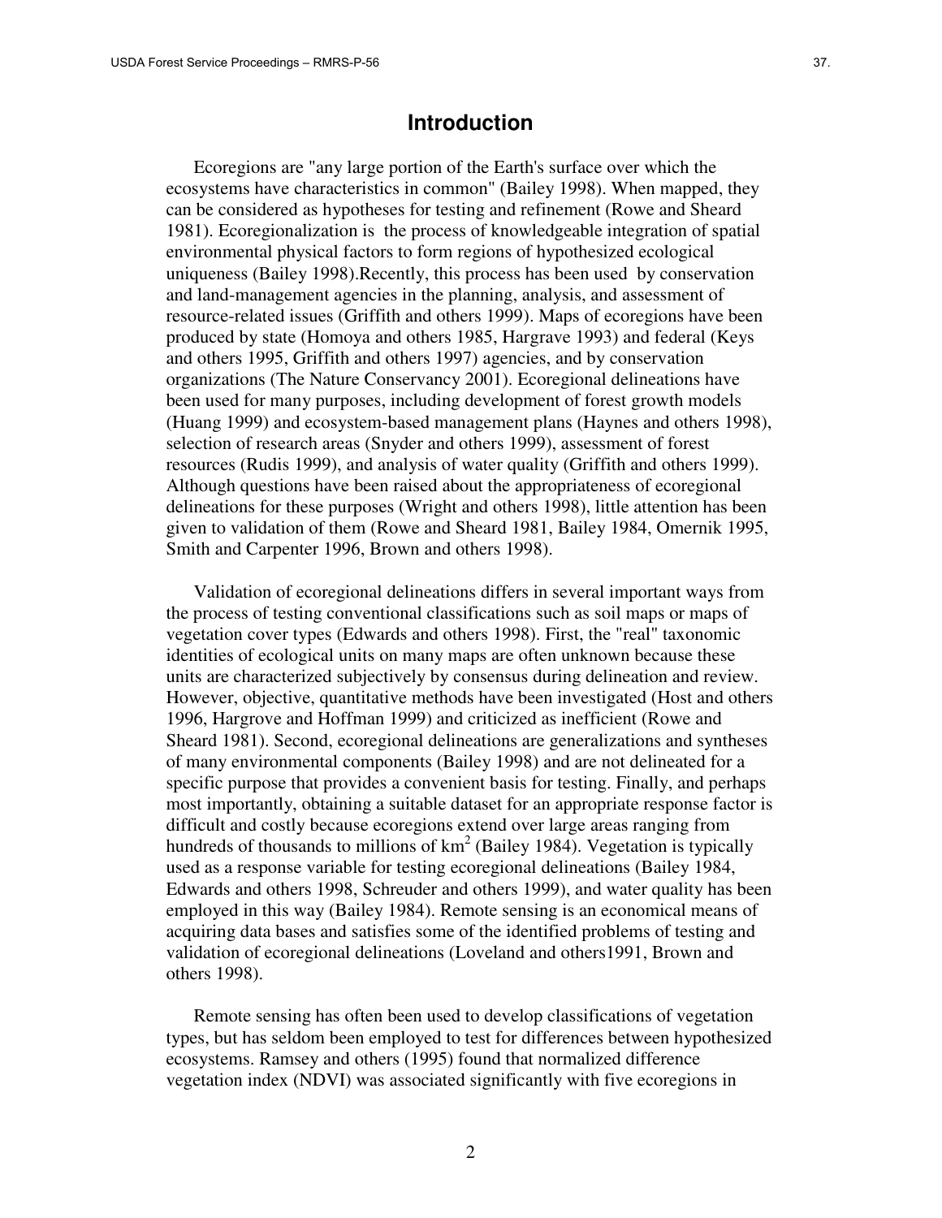## Introduction

Ecoregions are "any large portion of the Earth's surface over which the ecosystems have characteristics in common" (Bailey 1998). When mapped, they can be considered as hypotheses for testing and refinement (Rowe and Sheard 1981). Ecoregionalization is the process of knowledgeable integration of spatial environmental physical factors to form regions of hypothesized ecological uniqueness (Bailey 1998).Recently, this process has been used by conservation and land-management agencies in the planning, analysis, and assessment of resource-related issues (Griffith and others 1999). Maps of ecoregions have been produced by state (Homoya and others 1985, Hargrave 1993) and federal (Keys and others 1995, Griffith and others 1997) agencies, and by conservation organizations (The Nature Conservancy 2001). Ecoregional delineations have been used for many purposes, including development of forest growth models (Huang 1999) and ecosystem-based management plans (Haynes and others 1998), selection of research areas (Snyder and others 1999), assessment of forest resources (Rudis 1999), and analysis of water quality (Griffith and others 1999). Although questions have been raised about the appropriateness of ecoregional delineations for these purposes (Wright and others 1998), little attention has been given to validation of them (Rowe and Sheard 1981, Bailey 1984, Omernik 1995, Smith and Carpenter 1996, Brown and others 1998).

Validation of ecoregional delineations differs in several important ways from the process of testing conventional classifications such as soil maps or maps of vegetation cover types (Edwards and others 1998). First, the "real" taxonomic identities of ecological units on many maps are often unknown because these units are characterized subjectively by consensus during delineation and review. However, objective, quantitative methods have been investigated (Host and others 1996, Hargrove and Hoffman 1999) and criticized as inefficient (Rowe and Sheard 1981). Second, ecoregional delineations are generalizations and syntheses of many environmental components (Bailey 1998) and are not delineated for a specific purpose that provides a convenient basis for testing. Finally, and perhaps most importantly, obtaining a suitable dataset for an appropriate response factor is difficult and costly because ecoregions extend over large areas ranging from hundreds of thousands to millions of km$^2$ (Bailey 1984). Vegetation is typically used as a response variable for testing ecoregional delineations (Bailey 1984, Edwards and others 1998, Schreuder and others 1999), and water quality has been employed in this way (Bailey 1984). Remote sensing is an economical means of acquiring data bases and satisfies some of the identified problems of testing and validation of ecoregional delineations (Loveland and others1991, Brown and others 1998).

Remote sensing has often been used to develop classifications of vegetation types, but has seldom been employed to test for differences between hypothesized ecosystems. Ramsey and others (1995) found that normalized difference vegetation index (NDVI) was associated significantly with five ecoregions in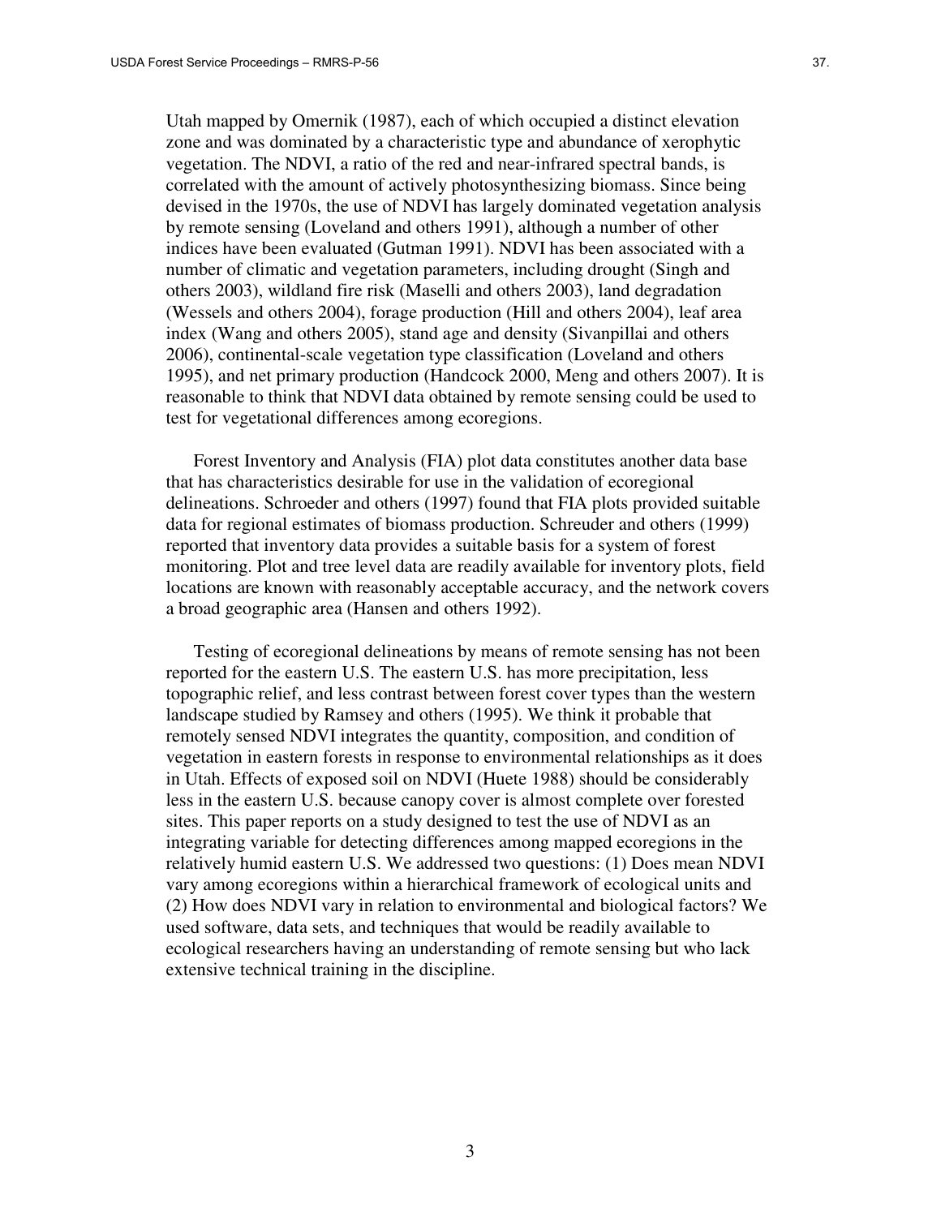Utah mapped by Omernik (1987), each of which occupied a distinct elevation zone and was dominated by a characteristic type and abundance of xerophytic vegetation. The NDVI, a ratio of the red and near-infrared spectral bands, is correlated with the amount of actively photosynthesizing biomass. Since being devised in the 1970s, the use of NDVI has largely dominated vegetation analysis by remote sensing (Loveland and others 1991), although a number of other indices have been evaluated (Gutman 1991). NDVI has been associated with a number of climatic and vegetation parameters, including drought (Singh and others 2003), wildland fire risk (Maselli and others 2003), land degradation (Wessels and others 2004), forage production (Hill and others 2004), leaf area index (Wang and others 2005), stand age and density (Sivanpillai and others 2006), continental-scale vegetation type classification (Loveland and others 1995), and net primary production (Handcock 2000, Meng and others 2007). It is reasonable to think that NDVI data obtained by remote sensing could be used to test for vegetational differences among ecoregions.

Forest Inventory and Analysis (FIA) plot data constitutes another data base that has characteristics desirable for use in the validation of ecoregional delineations. Schroeder and others (1997) found that FIA plots provided suitable data for regional estimates of biomass production. Schreuder and others (1999) reported that inventory data provides a suitable basis for a system of forest monitoring. Plot and tree level data are readily available for inventory plots, field locations are known with reasonably acceptable accuracy, and the network covers a broad geographic area (Hansen and others 1992).

Testing of ecoregional delineations by means of remote sensing has not been reported for the eastern U.S. The eastern U.S. has more precipitation, less topographic relief, and less contrast between forest cover types than the western landscape studied by Ramsey and others (1995). We think it probable that remotely sensed NDVI integrates the quantity, composition, and condition of vegetation in eastern forests in response to environmental relationships as it does in Utah. Effects of exposed soil on NDVI (Huete 1988) should be considerably less in the eastern U.S. because canopy cover is almost complete over forested sites. This paper reports on a study designed to test the use of NDVI as an integrating variable for detecting differences among mapped ecoregions in the relatively humid eastern U.S. We addressed two questions: (1) Does mean NDVI vary among ecoregions within a hierarchical framework of ecological units and (2) How does NDVI vary in relation to environmental and biological factors? We used software, data sets, and techniques that would be readily available to ecological researchers having an understanding of remote sensing but who lack extensive technical training in the discipline.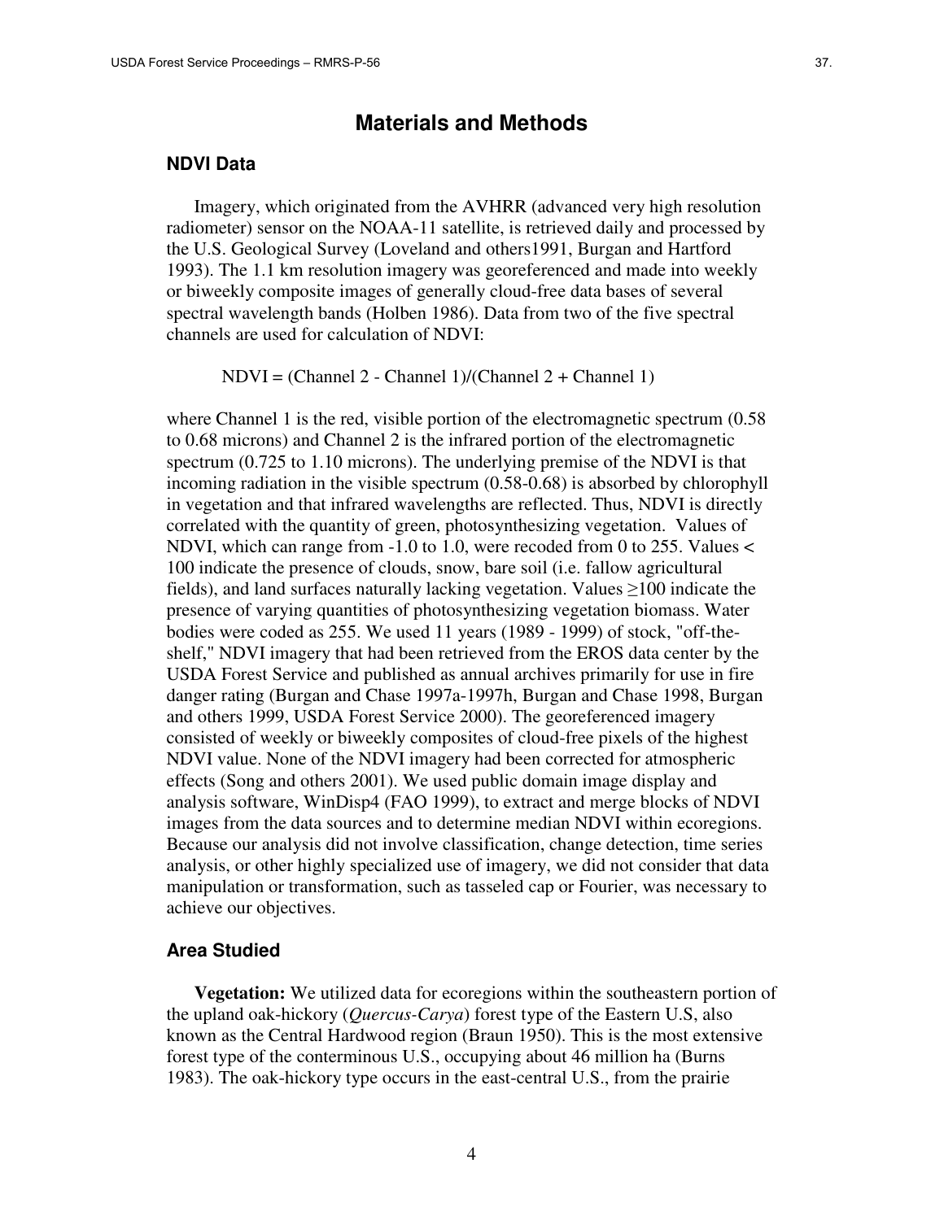## Materials and Methods

### NDVI Data

Imagery, which originated from the AVHRR (advanced very high resolution radiometer) sensor on the NOAA-11 satellite, is retrieved daily and processed by the U.S. Geological Survey (Loveland and others1991, Burgan and Hartford 1993). The 1.1 km resolution imagery was georeferenced and made into weekly or biweekly composite images of generally cloud-free data bases of several spectral wavelength bands (Holben 1986). Data from two of the five spectral channels are used for calculation of NDVI:

$$\text{NDVI} = (\text{Channel 2} - \text{Channel 1})/(\text{Channel 2} + \text{Channel 1})$$

where Channel 1 is the red, visible portion of the electromagnetic spectrum (0.58 to 0.68 microns) and Channel 2 is the infrared portion of the electromagnetic spectrum (0.725 to 1.10 microns). The underlying premise of the NDVI is that incoming radiation in the visible spectrum (0.58-0.68) is absorbed by chlorophyll in vegetation and that infrared wavelengths are reflected. Thus, NDVI is directly correlated with the quantity of green, photosynthesizing vegetation. Values of NDVI, which can range from -1.0 to 1.0, were recoded from 0 to 255. Values $<$ 100 indicate the presence of clouds, snow, bare soil (i.e. fallow agricultural fields), and land surfaces naturally lacking vegetation. Values $\geq$100 indicate the presence of varying quantities of photosynthesizing vegetation biomass. Water bodies were coded as 255. We used 11 years (1989 - 1999) of stock, "off-the-shelf," NDVI imagery that had been retrieved from the EROS data center by the USDA Forest Service and published as annual archives primarily for use in fire danger rating (Burgan and Chase 1997a-1997h, Burgan and Chase 1998, Burgan and others 1999, USDA Forest Service 2000). The georeferenced imagery consisted of weekly or biweekly composites of cloud-free pixels of the highest NDVI value. None of the NDVI imagery had been corrected for atmospheric effects (Song and others 2001). We used public domain image display and analysis software, WinDisp4 (FAO 1999), to extract and merge blocks of NDVI images from the data sources and to determine median NDVI within ecoregions. Because our analysis did not involve classification, change detection, time series analysis, or other highly specialized use of imagery, we did not consider that data manipulation or transformation, such as tasseled cap or Fourier, was necessary to achieve our objectives.

### Area Studied

**Vegetation:** We utilized data for ecoregions within the southeastern portion of the upland oak-hickory (*Quercus-Carya*) forest type of the Eastern U.S, also known as the Central Hardwood region (Braun 1950). This is the most extensive forest type of the conterminous U.S., occupying about 46 million ha (Burns 1983). The oak-hickory type occurs in the east-central U.S., from the prairie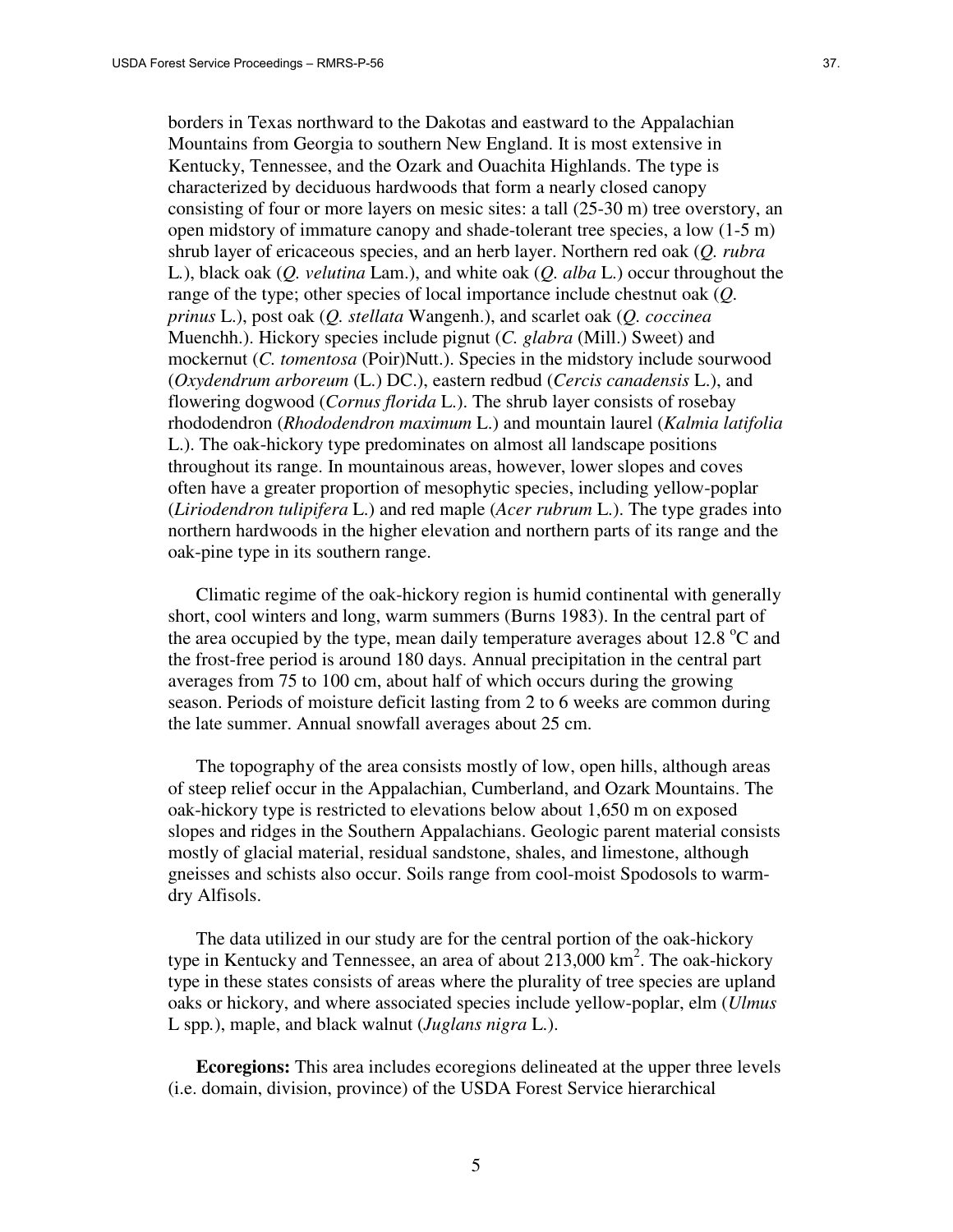borders in Texas northward to the Dakotas and eastward to the Appalachian Mountains from Georgia to southern New England. It is most extensive in Kentucky, Tennessee, and the Ozark and Ouachita Highlands. The type is characterized by deciduous hardwoods that form a nearly closed canopy consisting of four or more layers on mesic sites: a tall (25-30 m) tree overstory, an open midstory of immature canopy and shade-tolerant tree species, a low (1-5 m) shrub layer of ericaceous species, and an herb layer. Northern red oak (*Q. rubra* L.), black oak (*Q. velutina* Lam.), and white oak (*Q. alba* L.) occur throughout the range of the type; other species of local importance include chestnut oak (*Q. prinus* L.), post oak (*Q. stellata* Wangenh.), and scarlet oak (*Q. coccinea* Muenchh.). Hickory species include pignut (*C. glabra* (Mill.) Sweet) and mockernut (*C. tomentosa* (Poir)Nutt.). Species in the midstory include sourwood (*Oxydendrum arboreum* (L.) DC.), eastern redbud (*Cercis canadensis* L.), and flowering dogwood (*Cornus florida* L.). The shrub layer consists of rosebay rhododendron (*Rhododendron maximum* L.) and mountain laurel (*Kalmia latifolia* L.). The oak-hickory type predominates on almost all landscape positions throughout its range. In mountainous areas, however, lower slopes and coves often have a greater proportion of mesophytic species, including yellow-poplar (*Liriodendron tulipifera* L.) and red maple (*Acer rubrum* L.). The type grades into northern hardwoods in the higher elevation and northern parts of its range and the oak-pine type in its southern range.

Climatic regime of the oak-hickory region is humid continental with generally short, cool winters and long, warm summers (Burns 1983). In the central part of the area occupied by the type, mean daily temperature averages about 12.8 $^{o}$C and the frost-free period is around 180 days. Annual precipitation in the central part averages from 75 to 100 cm, about half of which occurs during the growing season. Periods of moisture deficit lasting from 2 to 6 weeks are common during the late summer. Annual snowfall averages about 25 cm.

The topography of the area consists mostly of low, open hills, although areas of steep relief occur in the Appalachian, Cumberland, and Ozark Mountains. The oak-hickory type is restricted to elevations below about 1,650 m on exposed slopes and ridges in the Southern Appalachians. Geologic parent material consists mostly of glacial material, residual sandstone, shales, and limestone, although gneisses and schists also occur. Soils range from cool-moist Spodosols to warm-dry Alfisols.

The data utilized in our study are for the central portion of the oak-hickory type in Kentucky and Tennessee, an area of about 213,000 $km^2$. The oak-hickory type in these states consists of areas where the plurality of tree species are upland oaks or hickory, and where associated species include yellow-poplar, elm (*Ulmus* L spp.), maple, and black walnut (*Juglans nigra* L.).

**Ecoregions:** This area includes ecoregions delineated at the upper three levels (i.e. domain, division, province) of the USDA Forest Service hierarchical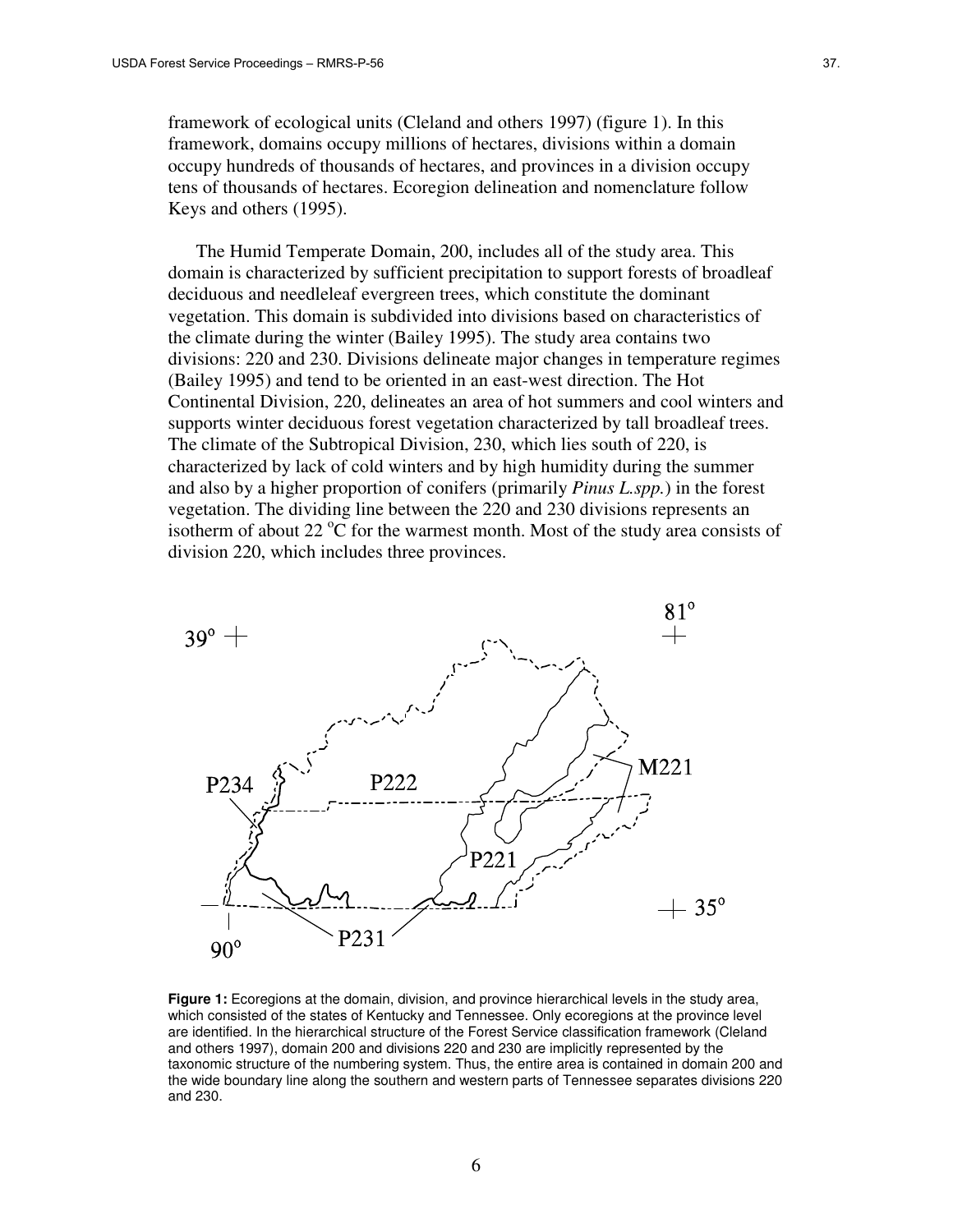framework of ecological units (Cleland and others 1997) (figure 1). In this framework, domains occupy millions of hectares, divisions within a domain occupy hundreds of thousands of hectares, and provinces in a division occupy tens of thousands of hectares. Ecoregion delineation and nomenclature follow Keys and others (1995).

The Humid Temperate Domain, 200, includes all of the study area. This domain is characterized by sufficient precipitation to support forests of broadleaf deciduous and needleleaf evergreen trees, which constitute the dominant vegetation. This domain is subdivided into divisions based on characteristics of the climate during the winter (Bailey 1995). The study area contains two divisions: 220 and 230. Divisions delineate major changes in temperature regimes (Bailey 1995) and tend to be oriented in an east-west direction. The Hot Continental Division, 220, delineates an area of hot summers and cool winters and supports winter deciduous forest vegetation characterized by tall broadleaf trees. The climate of the Subtropical Division, 230, which lies south of 220, is characterized by lack of cold winters and by high humidity during the summer and also by a higher proportion of conifers (primarily *Pinus L.spp.*) in the forest vegetation. The dividing line between the 220 and 230 divisions represents an isotherm of about 22 °C for the warmest month. Most of the study area consists of division 220, which includes three provinces.

**Figure 1:** Ecoregions at the domain, division, and province hierarchical levels in the study area, which consisted of the states of Kentucky and Tennessee. Only ecoregions at the province level are identified. In the hierarchical structure of the Forest Service classification framework (Cleland and others 1997), domain 200 and divisions 220 and 230 are implicitly represented by the taxonomic structure of the numbering system. Thus, the entire area is contained in domain 200 and the wide boundary line along the southern and western parts of Tennessee separates divisions 220 and 230.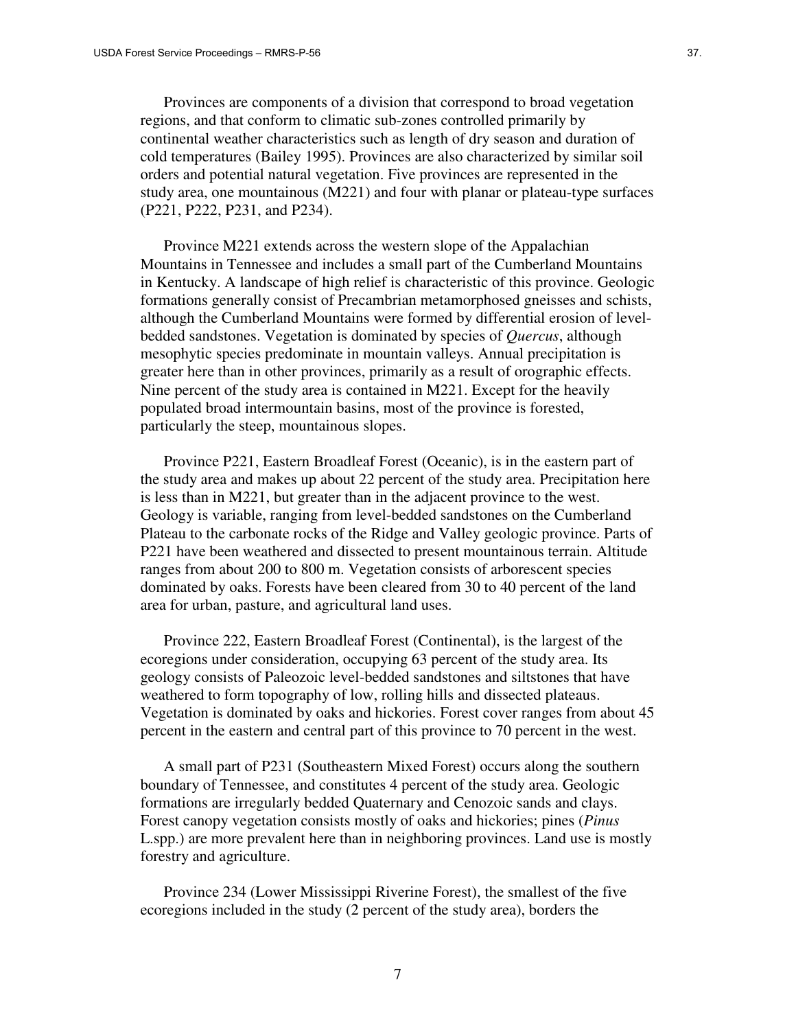Provinces are components of a division that correspond to broad vegetation regions, and that conform to climatic sub-zones controlled primarily by continental weather characteristics such as length of dry season and duration of cold temperatures (Bailey 1995). Provinces are also characterized by similar soil orders and potential natural vegetation. Five provinces are represented in the study area, one mountainous (M221) and four with planar or plateau-type surfaces (P221, P222, P231, and P234).

Province M221 extends across the western slope of the Appalachian Mountains in Tennessee and includes a small part of the Cumberland Mountains in Kentucky. A landscape of high relief is characteristic of this province. Geologic formations generally consist of Precambrian metamorphosed gneisses and schists, although the Cumberland Mountains were formed by differential erosion of level-bedded sandstones. Vegetation is dominated by species of *Quercus*, although mesophytic species predominate in mountain valleys. Annual precipitation is greater here than in other provinces, primarily as a result of orographic effects. Nine percent of the study area is contained in M221. Except for the heavily populated broad intermountain basins, most of the province is forested, particularly the steep, mountainous slopes.

Province P221, Eastern Broadleaf Forest (Oceanic), is in the eastern part of the study area and makes up about 22 percent of the study area. Precipitation here is less than in M221, but greater than in the adjacent province to the west. Geology is variable, ranging from level-bedded sandstones on the Cumberland Plateau to the carbonate rocks of the Ridge and Valley geologic province. Parts of P221 have been weathered and dissected to present mountainous terrain. Altitude ranges from about 200 to 800 m. Vegetation consists of arborescent species dominated by oaks. Forests have been cleared from 30 to 40 percent of the land area for urban, pasture, and agricultural land uses.

Province 222, Eastern Broadleaf Forest (Continental), is the largest of the ecoregions under consideration, occupying 63 percent of the study area. Its geology consists of Paleozoic level-bedded sandstones and siltstones that have weathered to form topography of low, rolling hills and dissected plateaus. Vegetation is dominated by oaks and hickories. Forest cover ranges from about 45 percent in the eastern and central part of this province to 70 percent in the west.

A small part of P231 (Southeastern Mixed Forest) occurs along the southern boundary of Tennessee, and constitutes 4 percent of the study area. Geologic formations are irregularly bedded Quaternary and Cenozoic sands and clays. Forest canopy vegetation consists mostly of oaks and hickories; pines (*Pinus* L.spp.) are more prevalent here than in neighboring provinces. Land use is mostly forestry and agriculture.

Province 234 (Lower Mississippi Riverine Forest), the smallest of the five ecoregions included in the study (2 percent of the study area), borders the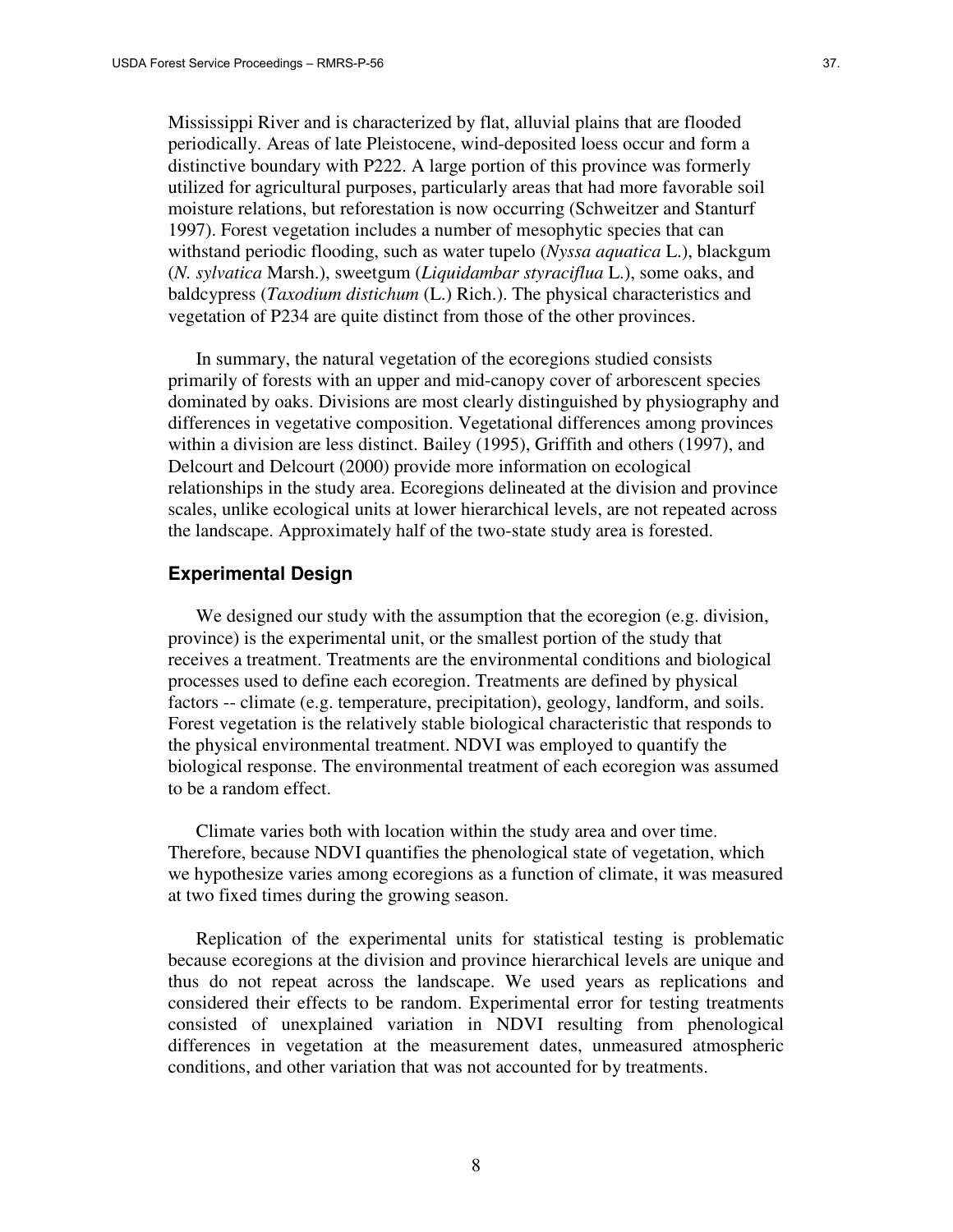Mississippi River and is characterized by flat, alluvial plains that are flooded periodically. Areas of late Pleistocene, wind-deposited loess occur and form a distinctive boundary with P222. A large portion of this province was formerly utilized for agricultural purposes, particularly areas that had more favorable soil moisture relations, but reforestation is now occurring (Schweitzer and Stanturf 1997). Forest vegetation includes a number of mesophytic species that can withstand periodic flooding, such as water tupelo (*Nyssa aquatica* L.), blackgum (*N. sylvatica* Marsh.), sweetgum (*Liquidambar styraciflua* L.), some oaks, and baldcypress (*Taxodium distichum* (L.) Rich.). The physical characteristics and vegetation of P234 are quite distinct from those of the other provinces.

In summary, the natural vegetation of the ecoregions studied consists primarily of forests with an upper and mid-canopy cover of arborescent species dominated by oaks. Divisions are most clearly distinguished by physiography and differences in vegetative composition. Vegetational differences among provinces within a division are less distinct. Bailey (1995), Griffith and others (1997), and Delcourt and Delcourt (2000) provide more information on ecological relationships in the study area. Ecoregions delineated at the division and province scales, unlike ecological units at lower hierarchical levels, are not repeated across the landscape. Approximately half of the two-state study area is forested.

### Experimental Design

We designed our study with the assumption that the ecoregion (e.g. division, province) is the experimental unit, or the smallest portion of the study that receives a treatment. Treatments are the environmental conditions and biological processes used to define each ecoregion. Treatments are defined by physical factors -- climate (e.g. temperature, precipitation), geology, landform, and soils. Forest vegetation is the relatively stable biological characteristic that responds to the physical environmental treatment. NDVI was employed to quantify the biological response. The environmental treatment of each ecoregion was assumed to be a random effect.

Climate varies both with location within the study area and over time. Therefore, because NDVI quantifies the phenological state of vegetation, which we hypothesize varies among ecoregions as a function of climate, it was measured at two fixed times during the growing season.

Replication of the experimental units for statistical testing is problematic because ecoregions at the division and province hierarchical levels are unique and thus do not repeat across the landscape. We used years as replications and considered their effects to be random. Experimental error for testing treatments consisted of unexplained variation in NDVI resulting from phenological differences in vegetation at the measurement dates, unmeasured atmospheric conditions, and other variation that was not accounted for by treatments.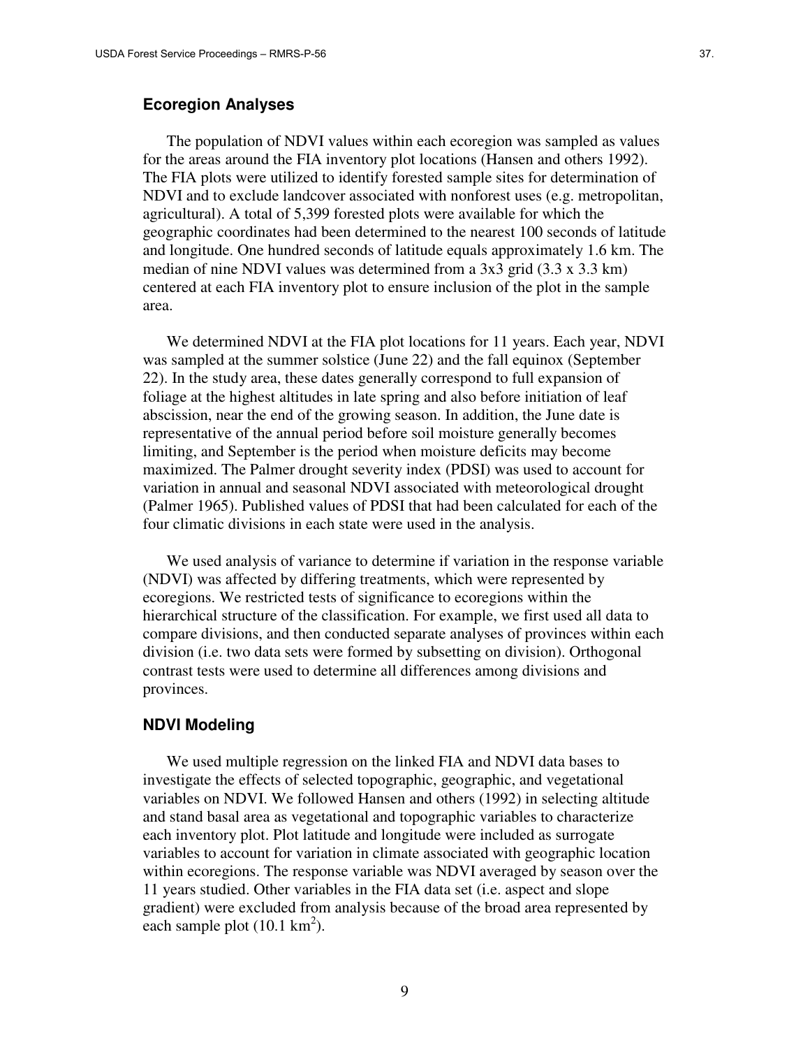## Ecoregion Analyses

The population of NDVI values within each ecoregion was sampled as values for the areas around the FIA inventory plot locations (Hansen and others 1992). The FIA plots were utilized to identify forested sample sites for determination of NDVI and to exclude landcover associated with nonforest uses (e.g. metropolitan, agricultural). A total of 5,399 forested plots were available for which the geographic coordinates had been determined to the nearest 100 seconds of latitude and longitude. One hundred seconds of latitude equals approximately 1.6 km. The median of nine NDVI values was determined from a 3x3 grid (3.3 x 3.3 km) centered at each FIA inventory plot to ensure inclusion of the plot in the sample area.

We determined NDVI at the FIA plot locations for 11 years. Each year, NDVI was sampled at the summer solstice (June 22) and the fall equinox (September 22). In the study area, these dates generally correspond to full expansion of foliage at the highest altitudes in late spring and also before initiation of leaf abscission, near the end of the growing season. In addition, the June date is representative of the annual period before soil moisture generally becomes limiting, and September is the period when moisture deficits may become maximized. The Palmer drought severity index (PDSI) was used to account for variation in annual and seasonal NDVI associated with meteorological drought (Palmer 1965). Published values of PDSI that had been calculated for each of the four climatic divisions in each state were used in the analysis.

We used analysis of variance to determine if variation in the response variable (NDVI) was affected by differing treatments, which were represented by ecoregions. We restricted tests of significance to ecoregions within the hierarchical structure of the classification. For example, we first used all data to compare divisions, and then conducted separate analyses of provinces within each division (i.e. two data sets were formed by subsetting on division). Orthogonal contrast tests were used to determine all differences among divisions and provinces.

## NDVI Modeling

We used multiple regression on the linked FIA and NDVI data bases to investigate the effects of selected topographic, geographic, and vegetational variables on NDVI. We followed Hansen and others (1992) in selecting altitude and stand basal area as vegetational and topographic variables to characterize each inventory plot. Plot latitude and longitude were included as surrogate variables to account for variation in climate associated with geographic location within ecoregions. The response variable was NDVI averaged by season over the 11 years studied. Other variables in the FIA data set (i.e. aspect and slope gradient) were excluded from analysis because of the broad area represented by each sample plot (10.1 km$^2$).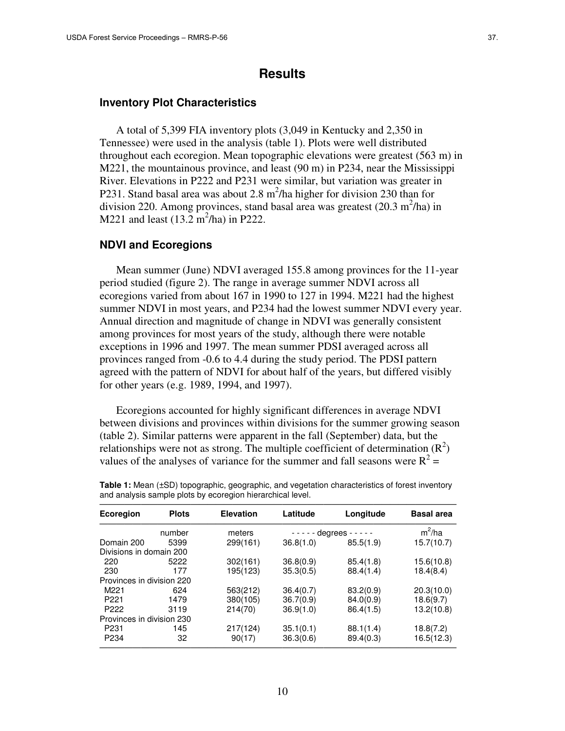# Results

## Inventory Plot Characteristics

A total of 5,399 FIA inventory plots (3,049 in Kentucky and 2,350 in Tennessee) were used in the analysis (table 1). Plots were well distributed throughout each ecoregion. Mean topographic elevations were greatest (563 m) in M221, the mountainous province, and least (90 m) in P234, near the Mississippi River. Elevations in P222 and P231 were similar, but variation was greater in P231. Stand basal area was about 2.8 $m^2$/ha higher for division 230 than for division 220. Among provinces, stand basal area was greatest (20.3 $m^2$/ha) in M221 and least (13.2 $m^2$/ha) in P222.

## NDVI and Ecoregions

Mean summer (June) NDVI averaged 155.8 among provinces for the 11-year period studied (figure 2). The range in average summer NDVI across all ecoregions varied from about 167 in 1990 to 127 in 1994. M221 had the highest summer NDVI in most years, and P234 had the lowest summer NDVI every year. Annual direction and magnitude of change in NDVI was generally consistent among provinces for most years of the study, although there were notable exceptions in 1996 and 1997. The mean summer PDSI averaged across all provinces ranged from -0.6 to 4.4 during the study period. The PDSI pattern agreed with the pattern of NDVI for about half of the years, but differed visibly for other years (e.g. 1989, 1994, and 1997).

Ecoregions accounted for highly significant differences in average NDVI between divisions and provinces within divisions for the summer growing season (table 2). Similar patterns were apparent in the fall (September) data, but the relationships were not as strong. The multiple coefficient of determination ($R^2$) values of the analyses of variance for the summer and fall seasons were $R^2$ =

**Table 1:** Mean (±SD) topographic, geographic, and vegetation characteristics of forest inventory and analysis sample plots by ecoregion hierarchical level.

| Ecoregion | Plots | Elevation | Latitude | Longitude | Basal area |
|---|---|---|---|---|---|
| | number | meters | - - - - - degrees - - - - - | | $m^2$/ha |
| Domain 200 | 5399 | 299(161) | 36.8(1.0) | 85.5(1.9) | 15.7(10.7) |
| Divisions in domain 200 | | | | | |
| 220 | 5222 | 302(161) | 36.8(0.9) | 85.4(1.8) | 15.6(10.8) |
| 230 | 177 | 195(123) | 35.3(0.5) | 88.4(1.4) | 18.4(8.4) |
| Provinces in division 220 | | | | | |
| M221 | 624 | 563(212) | 36.4(0.7) | 83.2(0.9) | 20.3(10.0) |
| P221 | 1479 | 380(105) | 36.7(0.9) | 84.0(0.9) | 18.6(9.7) |
| P222 | 3119 | 214(70) | 36.9(1.0) | 86.4(1.5) | 13.2(10.8) |
| Provinces in division 230 | | | | | |
| P231 | 145 | 217(124) | 35.1(0.1) | 88.1(1.4) | 18.8(7.2) |
| P234 | 32 | 90(17) | 36.3(0.6) | 89.4(0.3) | 16.5(12.3) |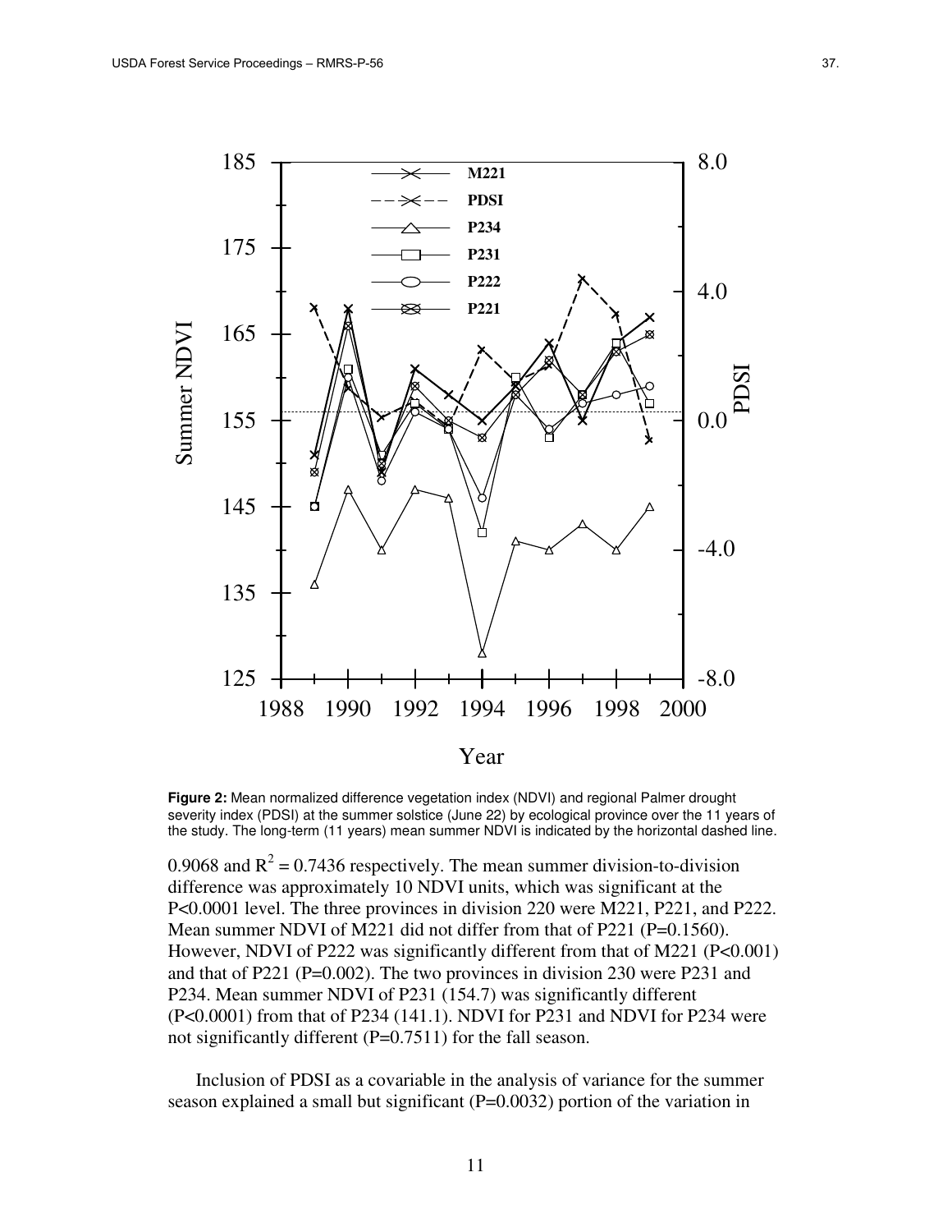**Figure 2:** Mean normalized difference vegetation index (NDVI) and regional Palmer drought severity index (PDSI) at the summer solstice (June 22) by ecological province over the 11 years of the study. The long-term (11 years) mean summer NDVI is indicated by the horizontal dashed line.

0.9068 and $R^2 = 0.7436$ respectively. The mean summer division-to-division difference was approximately 10 NDVI units, which was significant at the $P<0.0001$ level. The three provinces in division 220 were M221, P221, and P222. Mean summer NDVI of M221 did not differ from that of P221 ($P=0.1560$). However, NDVI of P222 was significantly different from that of M221 ($P<0.001$) and that of P221 ($P=0.002$). The two provinces in division 230 were P231 and P234. Mean summer NDVI of P231 (154.7) was significantly different ($P<0.0001$) from that of P234 (141.1). NDVI for P231 and NDVI for P234 were not significantly different ($P=0.7511$) for the fall season.

Inclusion of PDSI as a covariable in the analysis of variance for the summer season explained a small but significant ($P=0.0032$) portion of the variation in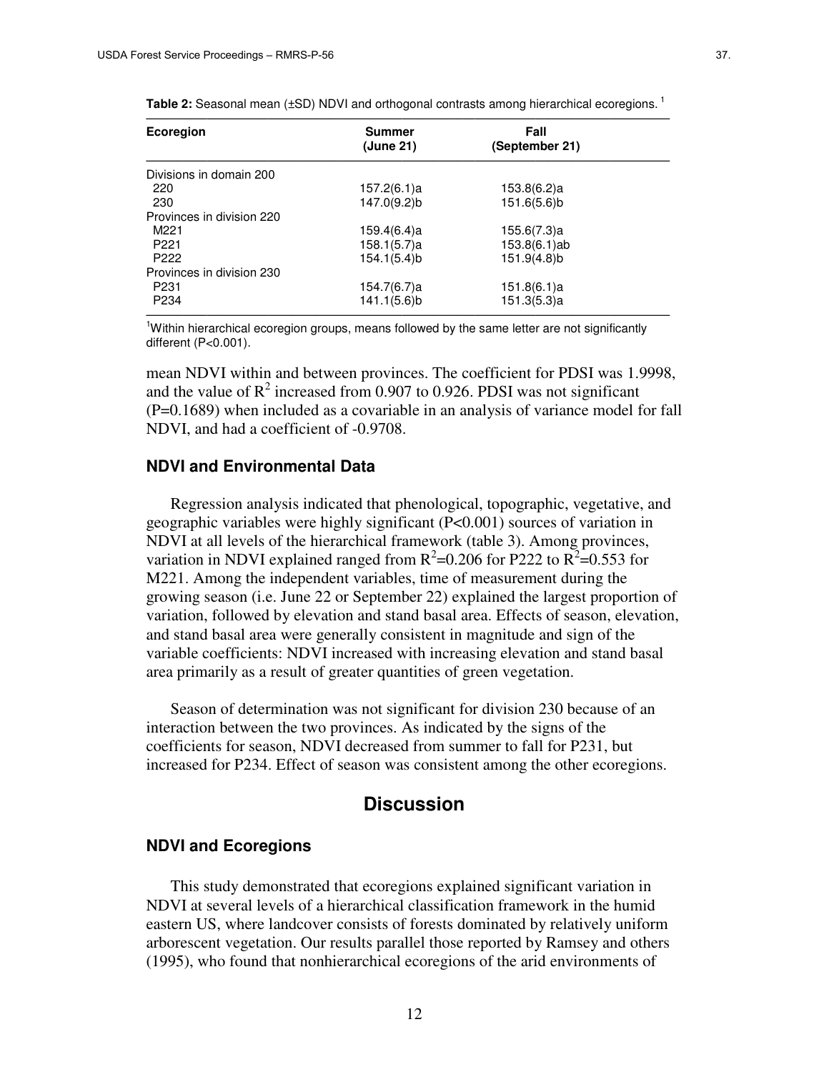**Table 2:** Seasonal mean (±SD) NDVI and orthogonal contrasts among hierarchical ecoregions. [1]

| Ecoregion | Summer (June 21) | Fall (September 21) |
|---|---|---|
| Divisions in domain 200 | | |
| 220 | 157.2(6.1)a | 153.8(6.2)a |
| 230 | 147.0(9.2)b | 151.6(5.6)b |
| Provinces in division 220 | | |
| M221 | 159.4(6.4)a | 155.6(7.3)a |
| P221 | 158.1(5.7)a | 153.8(6.1)ab |
| P222 | 154.1(5.4)b | 151.9(4.8)b |
| Provinces in division 230 | | |
| P231 | 154.7(6.7)a | 151.8(6.1)a |
| P234 | 141.1(5.6)b | 151.3(5.3)a |

[1]Within hierarchical ecoregion groups, means followed by the same letter are not significantly different (P<0.001).

mean NDVI within and between provinces. The coefficient for PDSI was 1.9998, and the value of $R^2$ increased from 0.907 to 0.926. PDSI was not significant (P=0.1689) when included as a covariable in an analysis of variance model for fall NDVI, and had a coefficient of -0.9708.

### NDVI and Environmental Data

Regression analysis indicated that phenological, topographic, vegetative, and geographic variables were highly significant (P<0.001) sources of variation in NDVI at all levels of the hierarchical framework (table 3). Among provinces, variation in NDVI explained ranged from $R^2$=0.206 for P222 to $R^2$=0.553 for M221. Among the independent variables, time of measurement during the growing season (i.e. June 22 or September 22) explained the largest proportion of variation, followed by elevation and stand basal area. Effects of season, elevation, and stand basal area were generally consistent in magnitude and sign of the variable coefficients: NDVI increased with increasing elevation and stand basal area primarily as a result of greater quantities of green vegetation.

Season of determination was not significant for division 230 because of an interaction between the two provinces. As indicated by the signs of the coefficients for season, NDVI decreased from summer to fall for P231, but increased for P234. Effect of season was consistent among the other ecoregions.

## Discussion

### NDVI and Ecoregions

This study demonstrated that ecoregions explained significant variation in NDVI at several levels of a hierarchical classification framework in the humid eastern US, where landcover consists of forests dominated by relatively uniform arborescent vegetation. Our results parallel those reported by Ramsey and others (1995), who found that nonhierarchical ecoregions of the arid environments of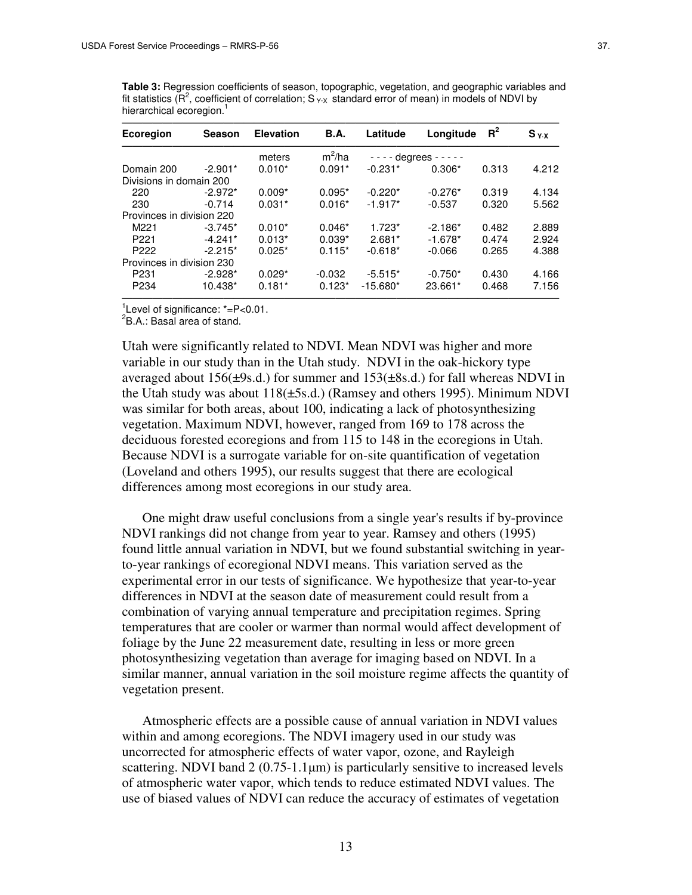**Table 3:** Regression coefficients of season, topographic, vegetation, and geographic variables and fit statistics ($R^2$, coefficient of correlation; $S_{Y \cdot X}$ standard error of mean) in models of NDVI by hierarchical ecoregion.[1]

| Ecoregion | Season | Elevation | B.A. | Latitude | Longitude | $R^2$ | $S_{Y \cdot X}$ |
|---|---|---|---|---|---|---|---|
| | | meters | $m^2$/ha | - - - - degrees | - - - - - | | |
| Domain 200 | -2.901* | 0.010* | 0.091* | -0.231* | 0.306* | 0.313 | 4.212 |
| Divisions in domain 200 | | | | | | | |
| 220 | -2.972* | 0.009* | 0.095* | -0.220* | -0.276* | 0.319 | 4.134 |
| 230 | -0.714 | 0.031* | 0.016* | -1.917* | -0.537 | 0.320 | 5.562 |
| Provinces in division 220 | | | | | | | |
| M221 | -3.745* | 0.010* | 0.046* | 1.723* | -2.186* | 0.482 | 2.889 |
| P221 | -4.241* | 0.013* | 0.039* | 2.681* | -1.678* | 0.474 | 2.924 |
| P222 | -2.215* | 0.025* | 0.115* | -0.618* | -0.066 | 0.265 | 4.388 |
| Provinces in division 230 | | | | | | | |
| P231 | -2.928* | 0.029* | -0.032 | -5.515* | -0.750* | 0.430 | 4.166 |
| P234 | 10.438* | 0.181* | 0.123* | -15.680* | 23.661* | 0.468 | 7.156 |

[1]Level of significance: *=P<0.01.
[2]B.A.: Basal area of stand.

Utah were significantly related to NDVI. Mean NDVI was higher and more variable in our study than in the Utah study. NDVI in the oak-hickory type averaged about 156(±9s.d.) for summer and 153(±8s.d.) for fall whereas NDVI in the Utah study was about 118(±5s.d.) (Ramsey and others 1995). Minimum NDVI was similar for both areas, about 100, indicating a lack of photosynthesizing vegetation. Maximum NDVI, however, ranged from 169 to 178 across the deciduous forested ecoregions and from 115 to 148 in the ecoregions in Utah. Because NDVI is a surrogate variable for on-site quantification of vegetation (Loveland and others 1995), our results suggest that there are ecological differences among most ecoregions in our study area.

One might draw useful conclusions from a single year's results if by-province NDVI rankings did not change from year to year. Ramsey and others (1995) found little annual variation in NDVI, but we found substantial switching in year-to-year rankings of ecoregional NDVI means. This variation served as the experimental error in our tests of significance. We hypothesize that year-to-year differences in NDVI at the season date of measurement could result from a combination of varying annual temperature and precipitation regimes. Spring temperatures that are cooler or warmer than normal would affect development of foliage by the June 22 measurement date, resulting in less or more green photosynthesizing vegetation than average for imaging based on NDVI. In a similar manner, annual variation in the soil moisture regime affects the quantity of vegetation present.

Atmospheric effects are a possible cause of annual variation in NDVI values within and among ecoregions. The NDVI imagery used in our study was uncorrected for atmospheric effects of water vapor, ozone, and Rayleigh scattering. NDVI band 2 (0.75-1.1μm) is particularly sensitive to increased levels of atmospheric water vapor, which tends to reduce estimated NDVI values. The use of biased values of NDVI can reduce the accuracy of estimates of vegetation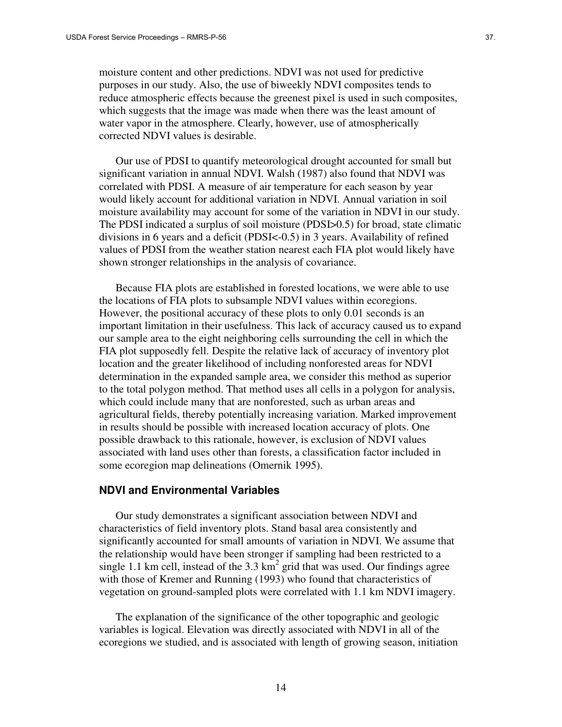moisture content and other predictions. NDVI was not used for predictive purposes in our study. Also, the use of biweekly NDVI composites tends to reduce atmospheric effects because the greenest pixel is used in such composites, which suggests that the image was made when there was the least amount of water vapor in the atmosphere. Clearly, however, use of atmospherically corrected NDVI values is desirable.

Our use of PDSI to quantify meteorological drought accounted for small but significant variation in annual NDVI. Walsh (1987) also found that NDVI was correlated with PDSI. A measure of air temperature for each season by year would likely account for additional variation in NDVI. Annual variation in soil moisture availability may account for some of the variation in NDVI in our study. The PDSI indicated a surplus of soil moisture (PDSI>0.5) for broad, state climatic divisions in 6 years and a deficit (PDSI<-0.5) in 3 years. Availability of refined values of PDSI from the weather station nearest each FIA plot would likely have shown stronger relationships in the analysis of covariance.

Because FIA plots are established in forested locations, we were able to use the locations of FIA plots to subsample NDVI values within ecoregions. However, the positional accuracy of these plots to only 0.01 seconds is an important limitation in their usefulness. This lack of accuracy caused us to expand our sample area to the eight neighboring cells surrounding the cell in which the FIA plot supposedly fell. Despite the relative lack of accuracy of inventory plot location and the greater likelihood of including nonforested areas for NDVI determination in the expanded sample area, we consider this method as superior to the total polygon method. That method uses all cells in a polygon for analysis, which could include many that are nonforested, such as urban areas and agricultural fields, thereby potentially increasing variation. Marked improvement in results should be possible with increased location accuracy of plots. One possible drawback to this rationale, however, is exclusion of NDVI values associated with land uses other than forests, a classification factor included in some ecoregion map delineations (Omernik 1995).

### NDVI and Environmental Variables

Our study demonstrates a significant association between NDVI and characteristics of field inventory plots. Stand basal area consistently and significantly accounted for small amounts of variation in NDVI. We assume that the relationship would have been stronger if sampling had been restricted to a single 1.1 km cell, instead of the 3.3 $km^2$ grid that was used. Our findings agree with those of Kremer and Running (1993) who found that characteristics of vegetation on ground-sampled plots were correlated with 1.1 km NDVI imagery.

The explanation of the significance of the other topographic and geologic variables is logical. Elevation was directly associated with NDVI in all of the ecoregions we studied, and is associated with length of growing season, initiation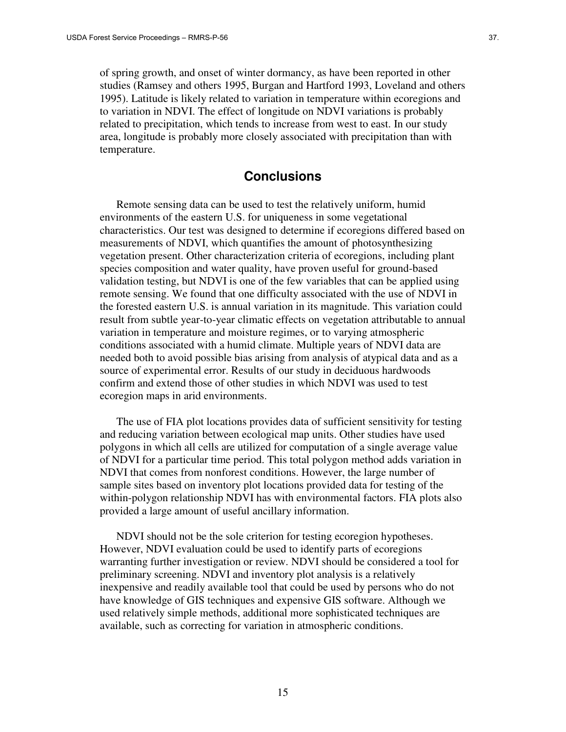of spring growth, and onset of winter dormancy, as have been reported in other studies (Ramsey and others 1995, Burgan and Hartford 1993, Loveland and others 1995). Latitude is likely related to variation in temperature within ecoregions and to variation in NDVI. The effect of longitude on NDVI variations is probably related to precipitation, which tends to increase from west to east. In our study area, longitude is probably more closely associated with precipitation than with temperature.

## Conclusions

Remote sensing data can be used to test the relatively uniform, humid environments of the eastern U.S. for uniqueness in some vegetational characteristics. Our test was designed to determine if ecoregions differed based on measurements of NDVI, which quantifies the amount of photosynthesizing vegetation present. Other characterization criteria of ecoregions, including plant species composition and water quality, have proven useful for ground-based validation testing, but NDVI is one of the few variables that can be applied using remote sensing. We found that one difficulty associated with the use of NDVI in the forested eastern U.S. is annual variation in its magnitude. This variation could result from subtle year-to-year climatic effects on vegetation attributable to annual variation in temperature and moisture regimes, or to varying atmospheric conditions associated with a humid climate. Multiple years of NDVI data are needed both to avoid possible bias arising from analysis of atypical data and as a source of experimental error. Results of our study in deciduous hardwoods confirm and extend those of other studies in which NDVI was used to test ecoregion maps in arid environments.

The use of FIA plot locations provides data of sufficient sensitivity for testing and reducing variation between ecological map units. Other studies have used polygons in which all cells are utilized for computation of a single average value of NDVI for a particular time period. This total polygon method adds variation in NDVI that comes from nonforest conditions. However, the large number of sample sites based on inventory plot locations provided data for testing of the within-polygon relationship NDVI has with environmental factors. FIA plots also provided a large amount of useful ancillary information.

NDVI should not be the sole criterion for testing ecoregion hypotheses. However, NDVI evaluation could be used to identify parts of ecoregions warranting further investigation or review. NDVI should be considered a tool for preliminary screening. NDVI and inventory plot analysis is a relatively inexpensive and readily available tool that could be used by persons who do not have knowledge of GIS techniques and expensive GIS software. Although we used relatively simple methods, additional more sophisticated techniques are available, such as correcting for variation in atmospheric conditions.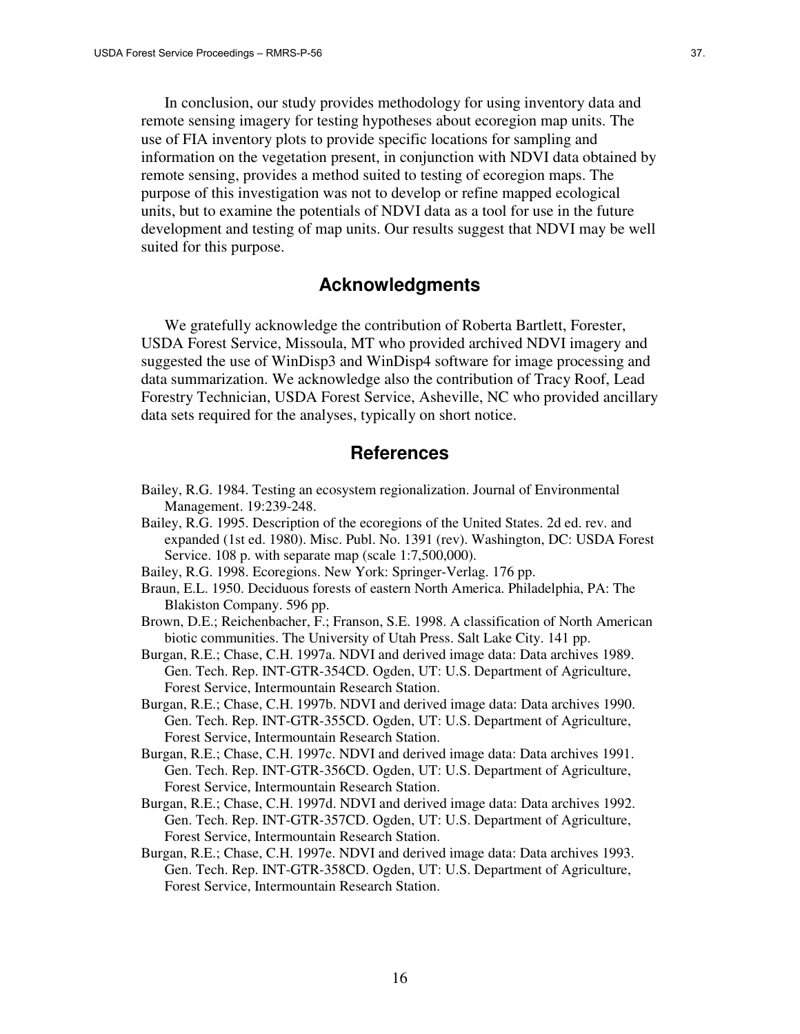In conclusion, our study provides methodology for using inventory data and remote sensing imagery for testing hypotheses about ecoregion map units. The use of FIA inventory plots to provide specific locations for sampling and information on the vegetation present, in conjunction with NDVI data obtained by remote sensing, provides a method suited to testing of ecoregion maps. The purpose of this investigation was not to develop or refine mapped ecological units, but to examine the potentials of NDVI data as a tool for use in the future development and testing of map units. Our results suggest that NDVI may be well suited for this purpose.

## Acknowledgments

We gratefully acknowledge the contribution of Roberta Bartlett, Forester, USDA Forest Service, Missoula, MT who provided archived NDVI imagery and suggested the use of WinDisp3 and WinDisp4 software for image processing and data summarization. We acknowledge also the contribution of Tracy Roof, Lead Forestry Technician, USDA Forest Service, Asheville, NC who provided ancillary data sets required for the analyses, typically on short notice.

## References

Bailey, R.G. 1984. Testing an ecosystem regionalization. Journal of Environmental Management. 19:239-248.

Bailey, R.G. 1995. Description of the ecoregions of the United States. 2d ed. rev. and expanded (1st ed. 1980). Misc. Publ. No. 1391 (rev). Washington, DC: USDA Forest Service. 108 p. with separate map (scale 1:7,500,000).

Bailey, R.G. 1998. Ecoregions. New York: Springer-Verlag. 176 pp.

Braun, E.L. 1950. Deciduous forests of eastern North America. Philadelphia, PA: The Blakiston Company. 596 pp.

Brown, D.E.; Reichenbacher, F.; Franson, S.E. 1998. A classification of North American biotic communities. The University of Utah Press. Salt Lake City. 141 pp.

Burgan, R.E.; Chase, C.H. 1997a. NDVI and derived image data: Data archives 1989. Gen. Tech. Rep. INT-GTR-354CD. Ogden, UT: U.S. Department of Agriculture, Forest Service, Intermountain Research Station.

Burgan, R.E.; Chase, C.H. 1997b. NDVI and derived image data: Data archives 1990. Gen. Tech. Rep. INT-GTR-355CD. Ogden, UT: U.S. Department of Agriculture, Forest Service, Intermountain Research Station.

Burgan, R.E.; Chase, C.H. 1997c. NDVI and derived image data: Data archives 1991. Gen. Tech. Rep. INT-GTR-356CD. Ogden, UT: U.S. Department of Agriculture, Forest Service, Intermountain Research Station.

Burgan, R.E.; Chase, C.H. 1997d. NDVI and derived image data: Data archives 1992. Gen. Tech. Rep. INT-GTR-357CD. Ogden, UT: U.S. Department of Agriculture, Forest Service, Intermountain Research Station.

Burgan, R.E.; Chase, C.H. 1997e. NDVI and derived image data: Data archives 1993. Gen. Tech. Rep. INT-GTR-358CD. Ogden, UT: U.S. Department of Agriculture, Forest Service, Intermountain Research Station.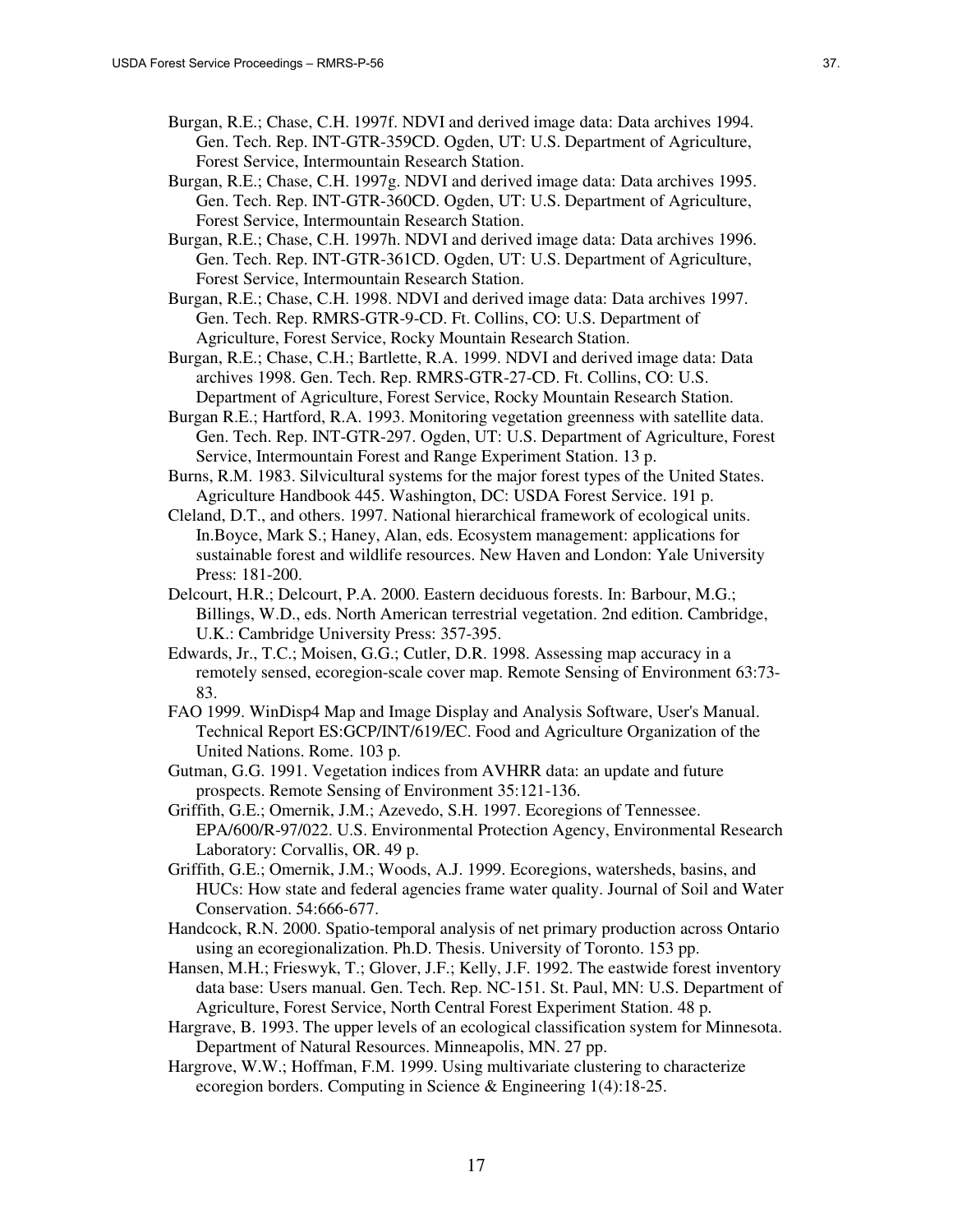Burgan, R.E.; Chase, C.H. 1997f. NDVI and derived image data: Data archives 1994. Gen. Tech. Rep. INT-GTR-359CD. Ogden, UT: U.S. Department of Agriculture, Forest Service, Intermountain Research Station.

Burgan, R.E.; Chase, C.H. 1997g. NDVI and derived image data: Data archives 1995. Gen. Tech. Rep. INT-GTR-360CD. Ogden, UT: U.S. Department of Agriculture, Forest Service, Intermountain Research Station.

Burgan, R.E.; Chase, C.H. 1997h. NDVI and derived image data: Data archives 1996. Gen. Tech. Rep. INT-GTR-361CD. Ogden, UT: U.S. Department of Agriculture, Forest Service, Intermountain Research Station.

Burgan, R.E.; Chase, C.H. 1998. NDVI and derived image data: Data archives 1997. Gen. Tech. Rep. RMRS-GTR-9-CD. Ft. Collins, CO: U.S. Department of Agriculture, Forest Service, Rocky Mountain Research Station.

Burgan, R.E.; Chase, C.H.; Bartlette, R.A. 1999. NDVI and derived image data: Data archives 1998. Gen. Tech. Rep. RMRS-GTR-27-CD. Ft. Collins, CO: U.S. Department of Agriculture, Forest Service, Rocky Mountain Research Station.

Burgan R.E.; Hartford, R.A. 1993. Monitoring vegetation greenness with satellite data. Gen. Tech. Rep. INT-GTR-297. Ogden, UT: U.S. Department of Agriculture, Forest Service, Intermountain Forest and Range Experiment Station. 13 p.

Burns, R.M. 1983. Silvicultural systems for the major forest types of the United States. Agriculture Handbook 445. Washington, DC: USDA Forest Service. 191 p.

Cleland, D.T., and others. 1997. National hierarchical framework of ecological units. In.Boyce, Mark S.; Haney, Alan, eds. Ecosystem management: applications for sustainable forest and wildlife resources. New Haven and London: Yale University Press: 181-200.

Delcourt, H.R.; Delcourt, P.A. 2000. Eastern deciduous forests. In: Barbour, M.G.; Billings, W.D., eds. North American terrestrial vegetation. 2nd edition. Cambridge, U.K.: Cambridge University Press: 357-395.

Edwards, Jr., T.C.; Moisen, G.G.; Cutler, D.R. 1998. Assessing map accuracy in a remotely sensed, ecoregion-scale cover map. Remote Sensing of Environment 63:73-83.

FAO 1999. WinDisp4 Map and Image Display and Analysis Software, User's Manual. Technical Report ES:GCP/INT/619/EC. Food and Agriculture Organization of the United Nations. Rome. 103 p.

Gutman, G.G. 1991. Vegetation indices from AVHRR data: an update and future prospects. Remote Sensing of Environment 35:121-136.

Griffith, G.E.; Omernik, J.M.; Azevedo, S.H. 1997. Ecoregions of Tennessee. EPA/600/R-97/022. U.S. Environmental Protection Agency, Environmental Research Laboratory: Corvallis, OR. 49 p.

Griffith, G.E.; Omernik, J.M.; Woods, A.J. 1999. Ecoregions, watersheds, basins, and HUCs: How state and federal agencies frame water quality. Journal of Soil and Water Conservation. 54:666-677.

Handcock, R.N. 2000. Spatio-temporal analysis of net primary production across Ontario using an ecoregionalization. Ph.D. Thesis. University of Toronto. 153 pp.

Hansen, M.H.; Frieswyk, T.; Glover, J.F.; Kelly, J.F. 1992. The eastwide forest inventory data base: Users manual. Gen. Tech. Rep. NC-151. St. Paul, MN: U.S. Department of Agriculture, Forest Service, North Central Forest Experiment Station. 48 p.

Hargrave, B. 1993. The upper levels of an ecological classification system for Minnesota. Department of Natural Resources. Minneapolis, MN. 27 pp.

Hargrove, W.W.; Hoffman, F.M. 1999. Using multivariate clustering to characterize ecoregion borders. Computing in Science & Engineering 1(4):18-25.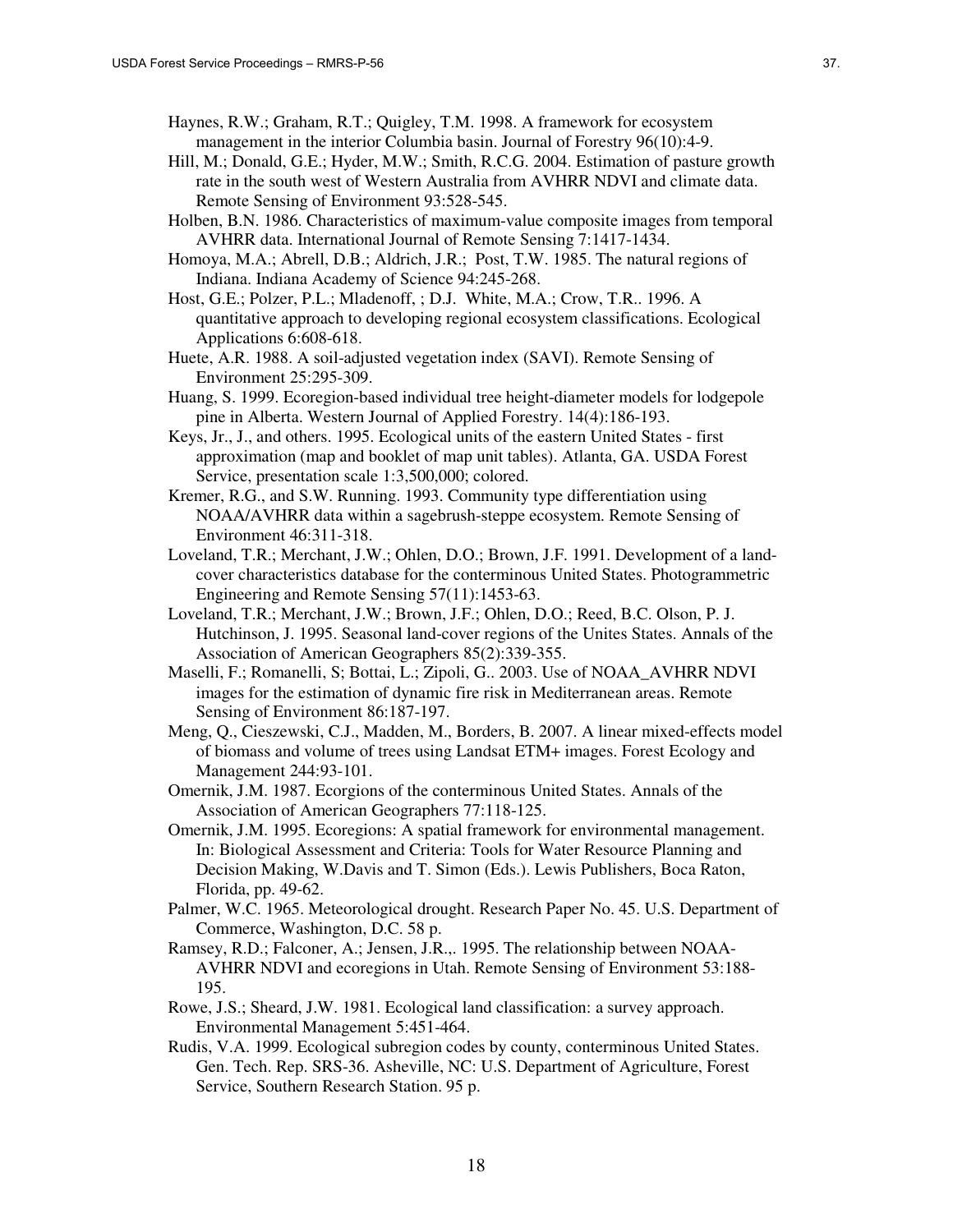Haynes, R.W.; Graham, R.T.; Quigley, T.M. 1998. A framework for ecosystem management in the interior Columbia basin. Journal of Forestry 96(10):4-9.

Hill, M.; Donald, G.E.; Hyder, M.W.; Smith, R.C.G. 2004. Estimation of pasture growth rate in the south west of Western Australia from AVHRR NDVI and climate data. Remote Sensing of Environment 93:528-545.

Holben, B.N. 1986. Characteristics of maximum-value composite images from temporal AVHRR data. International Journal of Remote Sensing 7:1417-1434.

Homoya, M.A.; Abrell, D.B.; Aldrich, J.R.;  Post, T.W. 1985. The natural regions of Indiana. Indiana Academy of Science 94:245-268.

Host, G.E.; Polzer, P.L.; Mladenoff, ; D.J.  White, M.A.; Crow, T.R.. 1996. A quantitative approach to developing regional ecosystem classifications. Ecological Applications 6:608-618.

Huete, A.R. 1988. A soil-adjusted vegetation index (SAVI). Remote Sensing of Environment 25:295-309.

Huang, S. 1999. Ecoregion-based individual tree height-diameter models for lodgepole pine in Alberta. Western Journal of Applied Forestry. 14(4):186-193.

Keys, Jr., J., and others. 1995. Ecological units of the eastern United States - first approximation (map and booklet of map unit tables). Atlanta, GA. USDA Forest Service, presentation scale 1:3,500,000; colored.

Kremer, R.G., and S.W. Running. 1993. Community type differentiation using NOAA/AVHRR data within a sagebrush-steppe ecosystem. Remote Sensing of Environment 46:311-318.

Loveland, T.R.; Merchant, J.W.; Ohlen, D.O.; Brown, J.F. 1991. Development of a land-cover characteristics database for the conterminous United States. Photogrammetric Engineering and Remote Sensing 57(11):1453-63.

Loveland, T.R.; Merchant, J.W.; Brown, J.F.; Ohlen, D.O.; Reed, B.C. Olson, P. J. Hutchinson, J. 1995. Seasonal land-cover regions of the Unites States. Annals of the Association of American Geographers 85(2):339-355.

Maselli, F.; Romanelli, S; Bottai, L.; Zipoli, G.. 2003. Use of NOAA_AVHRR NDVI images for the estimation of dynamic fire risk in Mediterranean areas. Remote Sensing of Environment 86:187-197.

Meng, Q., Cieszewski, C.J., Madden, M., Borders, B. 2007. A linear mixed-effects model of biomass and volume of trees using Landsat ETM+ images. Forest Ecology and Management 244:93-101.

Omernik, J.M. 1987. Ecorgions of the conterminous United States. Annals of the Association of American Geographers 77:118-125.

Omernik, J.M. 1995. Ecoregions: A spatial framework for environmental management. In: Biological Assessment and Criteria: Tools for Water Resource Planning and Decision Making, W.Davis and T. Simon (Eds.). Lewis Publishers, Boca Raton, Florida, pp. 49-62.

Palmer, W.C. 1965. Meteorological drought. Research Paper No. 45. U.S. Department of Commerce, Washington, D.C. 58 p.

Ramsey, R.D.; Falconer, A.; Jensen, J.R.,. 1995. The relationship between NOAA-AVHRR NDVI and ecoregions in Utah. Remote Sensing of Environment 53:188-195.

Rowe, J.S.; Sheard, J.W. 1981. Ecological land classification: a survey approach. Environmental Management 5:451-464.

Rudis, V.A. 1999. Ecological subregion codes by county, conterminous United States. Gen. Tech. Rep. SRS-36. Asheville, NC: U.S. Department of Agriculture, Forest Service, Southern Research Station. 95 p.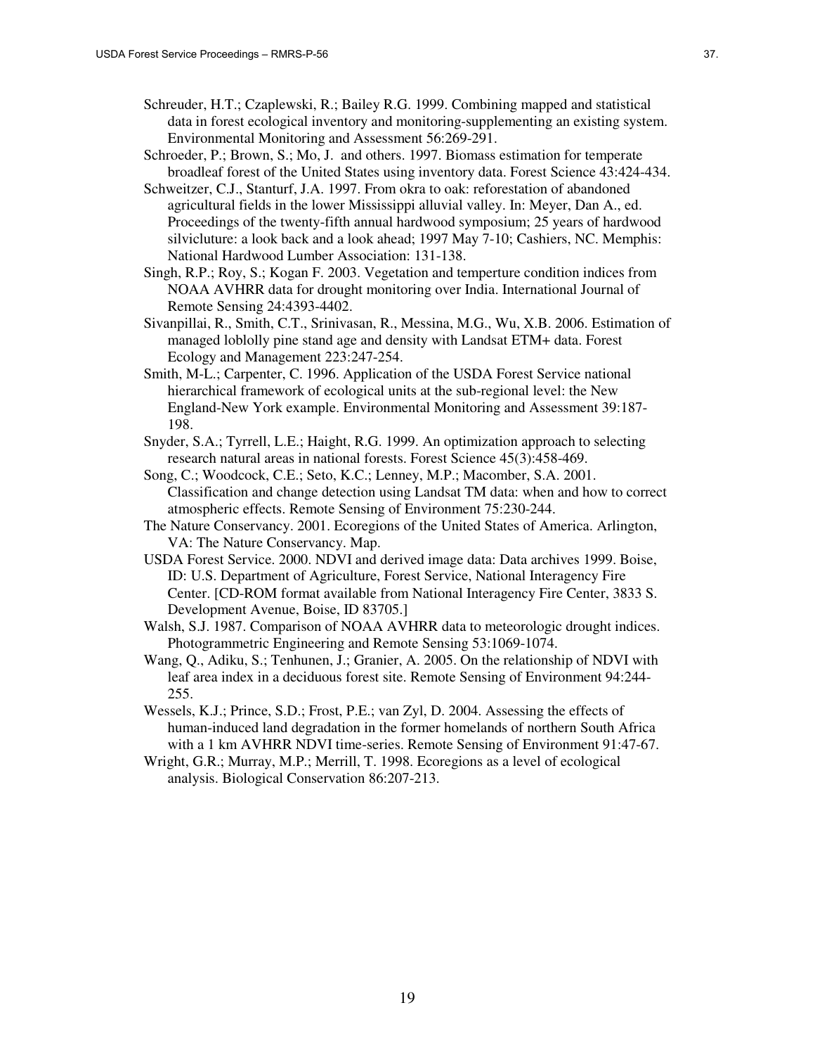Schreuder, H.T.; Czaplewski, R.; Bailey R.G. 1999. Combining mapped and statistical data in forest ecological inventory and monitoring-supplementing an existing system. Environmental Monitoring and Assessment 56:269-291.

Schroeder, P.; Brown, S.; Mo, J. and others. 1997. Biomass estimation for temperate broadleaf forest of the United States using inventory data. Forest Science 43:424-434.

Schweitzer, C.J., Stanturf, J.A. 1997. From okra to oak: reforestation of abandoned agricultural fields in the lower Mississippi alluvial valley. In: Meyer, Dan A., ed. Proceedings of the twenty-fifth annual hardwood symposium; 25 years of hardwood silvicluture: a look back and a look ahead; 1997 May 7-10; Cashiers, NC. Memphis: National Hardwood Lumber Association: 131-138.

Singh, R.P.; Roy, S.; Kogan F. 2003. Vegetation and temperture condition indices from NOAA AVHRR data for drought monitoring over India. International Journal of Remote Sensing 24:4393-4402.

Sivanpillai, R., Smith, C.T., Srinivasan, R., Messina, M.G., Wu, X.B. 2006. Estimation of managed loblolly pine stand age and density with Landsat ETM+ data. Forest Ecology and Management 223:247-254.

Smith, M-L.; Carpenter, C. 1996. Application of the USDA Forest Service national hierarchical framework of ecological units at the sub-regional level: the New England-New York example. Environmental Monitoring and Assessment 39:187-198.

Snyder, S.A.; Tyrrell, L.E.; Haight, R.G. 1999. An optimization approach to selecting research natural areas in national forests. Forest Science 45(3):458-469.

Song, C.; Woodcock, C.E.; Seto, K.C.; Lenney, M.P.; Macomber, S.A. 2001. Classification and change detection using Landsat TM data: when and how to correct atmospheric effects. Remote Sensing of Environment 75:230-244.

The Nature Conservancy. 2001. Ecoregions of the United States of America. Arlington, VA: The Nature Conservancy. Map.

USDA Forest Service. 2000. NDVI and derived image data: Data archives 1999. Boise, ID: U.S. Department of Agriculture, Forest Service, National Interagency Fire Center. [CD-ROM format available from National Interagency Fire Center, 3833 S. Development Avenue, Boise, ID 83705.]

Walsh, S.J. 1987. Comparison of NOAA AVHRR data to meteorologic drought indices. Photogrammetric Engineering and Remote Sensing 53:1069-1074.

Wang, Q., Adiku, S.; Tenhunen, J.; Granier, A. 2005. On the relationship of NDVI with leaf area index in a deciduous forest site. Remote Sensing of Environment 94:244-255.

Wessels, K.J.; Prince, S.D.; Frost, P.E.; van Zyl, D. 2004. Assessing the effects of human-induced land degradation in the former homelands of northern South Africa with a 1 km AVHRR NDVI time-series. Remote Sensing of Environment 91:47-67.

Wright, G.R.; Murray, M.P.; Merrill, T. 1998. Ecoregions as a level of ecological analysis. Biological Conservation 86:207-213.